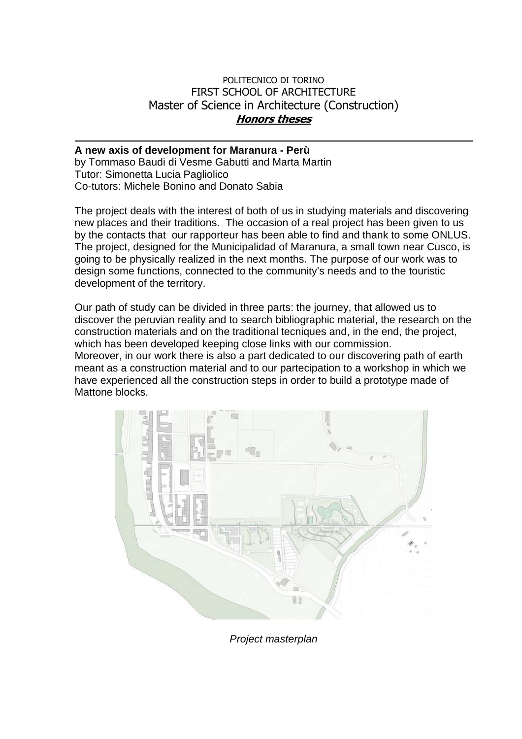POLITECNICO DI TORINO

FIRST SCHOOL OF ARCHITECTURE

Master of Science in Architecture (Construction)

***Honors theses***

---

**A new axis of development for Maranura - Perù**

by Tommaso Baudi di Vesme Gabutti and Marta Martin

Tutor: Simonetta Lucia Pagliolico

Co-tutors: Michele Bonino and Donato Sabia

The project deals with the interest of both of us in studying materials and discovering new places and their traditions. The occasion of a real project has been given to us by the contacts that our rapporteur has been able to find and thank to some ONLUS. The project, designed for the Municipalidad of Maranura, a small town near Cusco, is going to be physically realized in the next months. The purpose of our work was to design some functions, connected to the community's needs and to the touristic development of the territory.

Our path of study can be divided in three parts: the journey, that allowed us to discover the peruvian reality and to search bibliographic material, the research on the construction materials and on the traditional tecniques and, in the end, the project, which has been developed keeping close links with our commission.
Moreover, in our work there is also a part dedicated to our discovering path of earth meant as a construction material and to our partecipation to a workshop in which we have experienced all the construction steps in order to build a prototype made of Mattone blocks.

*Project masterplan*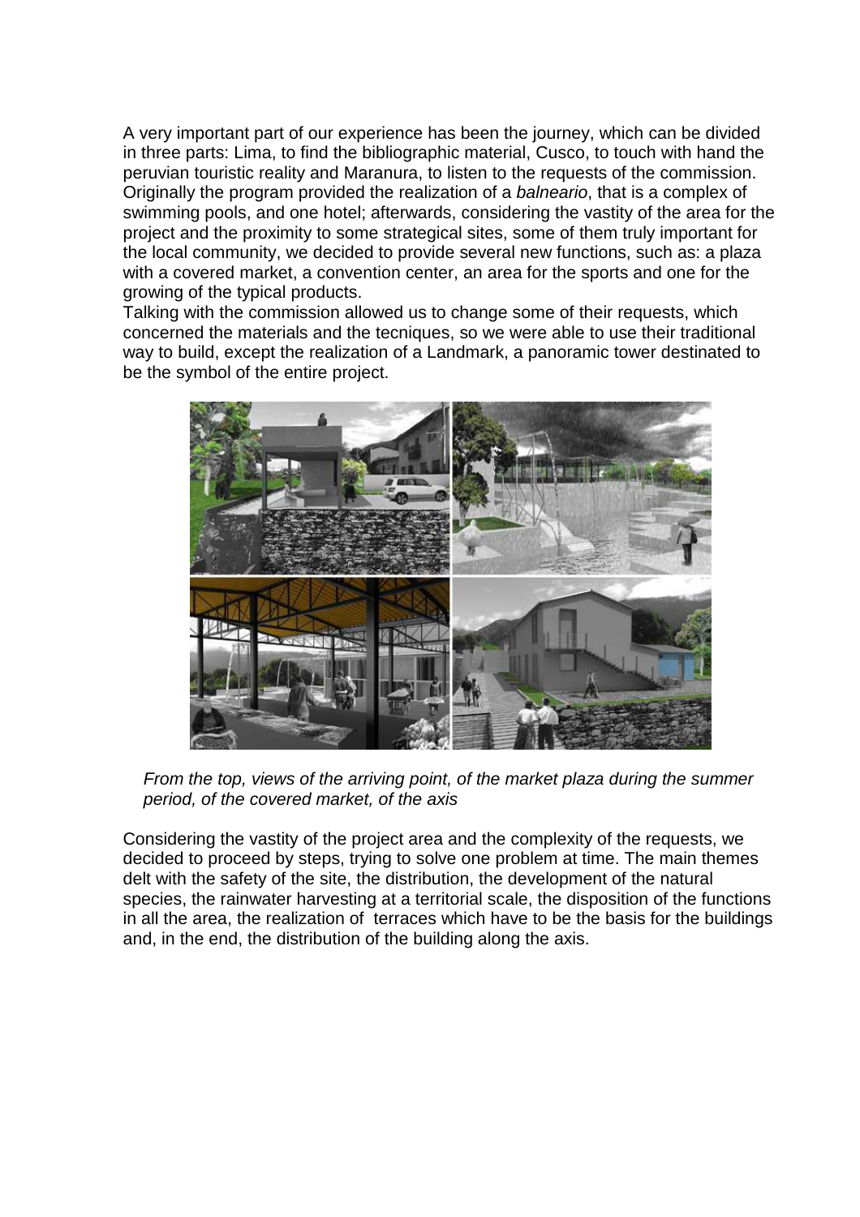A very important part of our experience has been the journey, which can be divided in three parts: Lima, to find the bibliographic material, Cusco, to touch with hand the peruvian touristic reality and Maranura, to listen to the requests of the commission. Originally the program provided the realization of a *balneario*, that is a complex of swimming pools, and one hotel; afterwards, considering the vastity of the area for the project and the proximity to some strategical sites, some of them truly important for the local community, we decided to provide several new functions, such as: a plaza with a covered market, a convention center, an area for the sports and one for the growing of the typical products.
Talking with the commission allowed us to change some of their requests, which concerned the materials and the tecniques, so we were able to use their traditional way to build, except the realization of a Landmark, a panoramic tower destinated to be the symbol of the entire project.

*From the top, views of the arriving point, of the market plaza during the summer period, of the covered market, of the axis*

Considering the vastity of the project area and the complexity of the requests, we decided to proceed by steps, trying to solve one problem at time. The main themes delt with the safety of the site, the distribution, the development of the natural species, the rainwater harvesting at a territorial scale, the disposition of the functions in all the area, the realization of terraces which have to be the basis for the buildings and, in the end, the distribution of the building along the axis.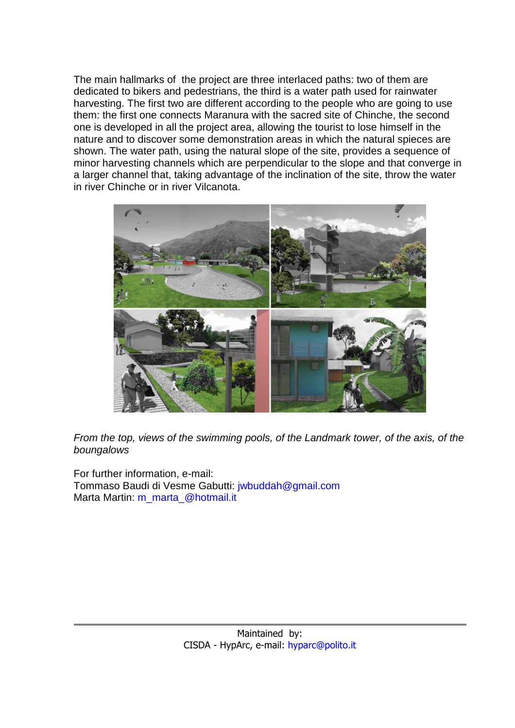The main hallmarks of the project are three interlaced paths: two of them are dedicated to bikers and pedestrians, the third is a water path used for rainwater harvesting. The first two are different according to the people who are going to use them: the first one connects Maranura with the sacred site of Chinche, the second one is developed in all the project area, allowing the tourist to lose himself in the nature and to discover some demonstration areas in which the natural spieces are shown. The water path, using the natural slope of the site, provides a sequence of minor harvesting channels which are perpendicular to the slope and that converge in a larger channel that, taking advantage of the inclination of the site, throw the water in river Chinche or in river Vilcanota.

*From the top, views of the swimming pools, of the Landmark tower, of the axis, of the boungalows*

For further information, e-mail:
Tommaso Baudi di Vesme Gabutti: jwbuddah@gmail.com
Marta Martin: m_marta_@hotmail.it

Maintained by:
CISDA - HypArc, e-mail: hyparc@polito.it